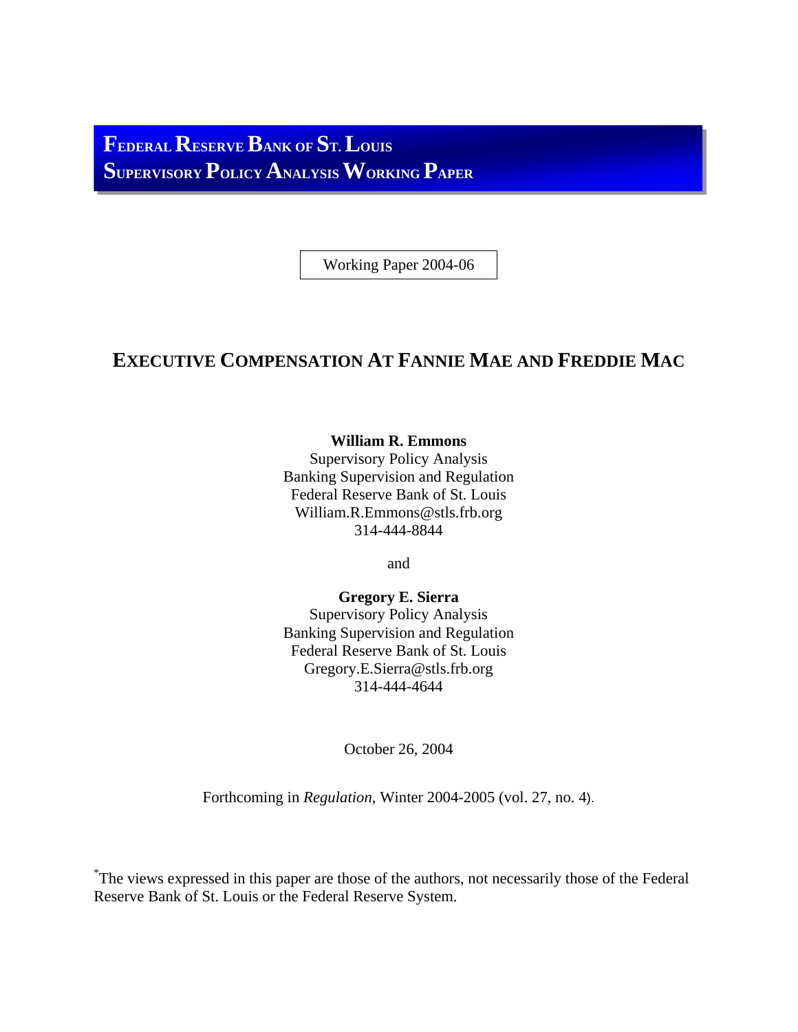**FEDERAL RESERVE BANK OF ST. LOUIS**
**SUPERVISORY POLICY ANALYSIS WORKING PAPER**

Working Paper 2004-06

# EXECUTIVE COMPENSATION AT FANNIE MAE AND FREDDIE MAC

**William R. Emmons**
Supervisory Policy Analysis
Banking Supervision and Regulation
Federal Reserve Bank of St. Louis
William.R.Emmons@stls.frb.org
314-444-8844

and

**Gregory E. Sierra**
Supervisory Policy Analysis
Banking Supervision and Regulation
Federal Reserve Bank of St. Louis
Gregory.E.Sierra@stls.frb.org
314-444-4644

October 26, 2004

Forthcoming in *Regulation*, Winter 2004-2005 (vol. 27, no. 4).

[*]The views expressed in this paper are those of the authors, not necessarily those of the Federal Reserve Bank of St. Louis or the Federal Reserve System.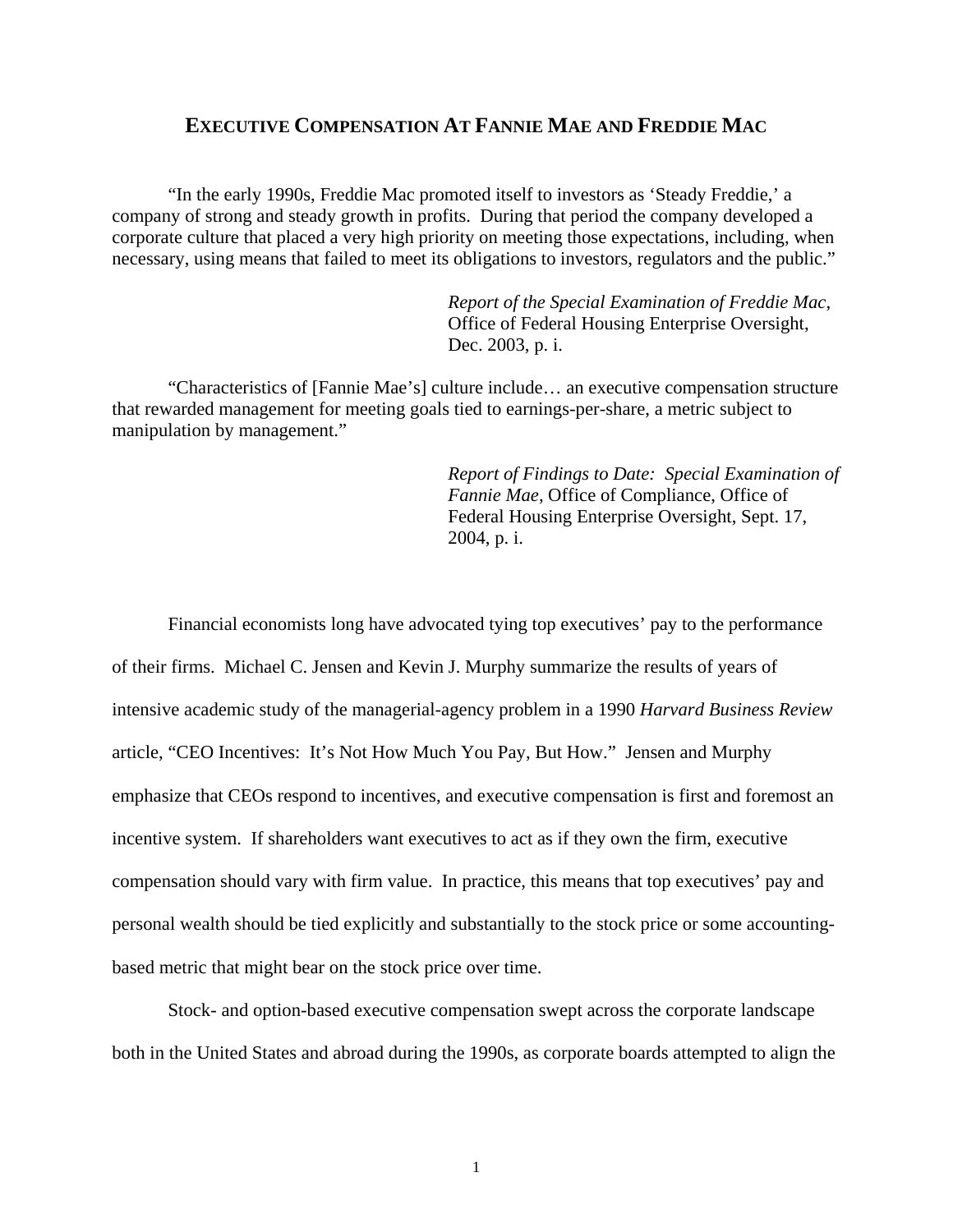# **EXECUTIVE COMPENSATION AT FANNIE MAE AND FREDDIE MAC**

"In the early 1990s, Freddie Mac promoted itself to investors as 'Steady Freddie,' a company of strong and steady growth in profits. During that period the company developed a corporate culture that placed a very high priority on meeting those expectations, including, when necessary, using means that failed to meet its obligations to investors, regulators and the public."

> *Report of the Special Examination of Freddie Mac*, Office of Federal Housing Enterprise Oversight, Dec. 2003, p. i.

"Characteristics of [Fannie Mae's] culture include… an executive compensation structure that rewarded management for meeting goals tied to earnings-per-share, a metric subject to manipulation by management."

> *Report of Findings to Date: Special Examination of Fannie Mae*, Office of Compliance, Office of Federal Housing Enterprise Oversight, Sept. 17, 2004, p. i.

Financial economists long have advocated tying top executives' pay to the performance of their firms. Michael C. Jensen and Kevin J. Murphy summarize the results of years of intensive academic study of the managerial-agency problem in a 1990 *Harvard Business Review* article, "CEO Incentives: It's Not How Much You Pay, But How." Jensen and Murphy emphasize that CEOs respond to incentives, and executive compensation is first and foremost an incentive system. If shareholders want executives to act as if they own the firm, executive compensation should vary with firm value. In practice, this means that top executives' pay and personal wealth should be tied explicitly and substantially to the stock price or some accounting-based metric that might bear on the stock price over time.

Stock- and option-based executive compensation swept across the corporate landscape both in the United States and abroad during the 1990s, as corporate boards attempted to align the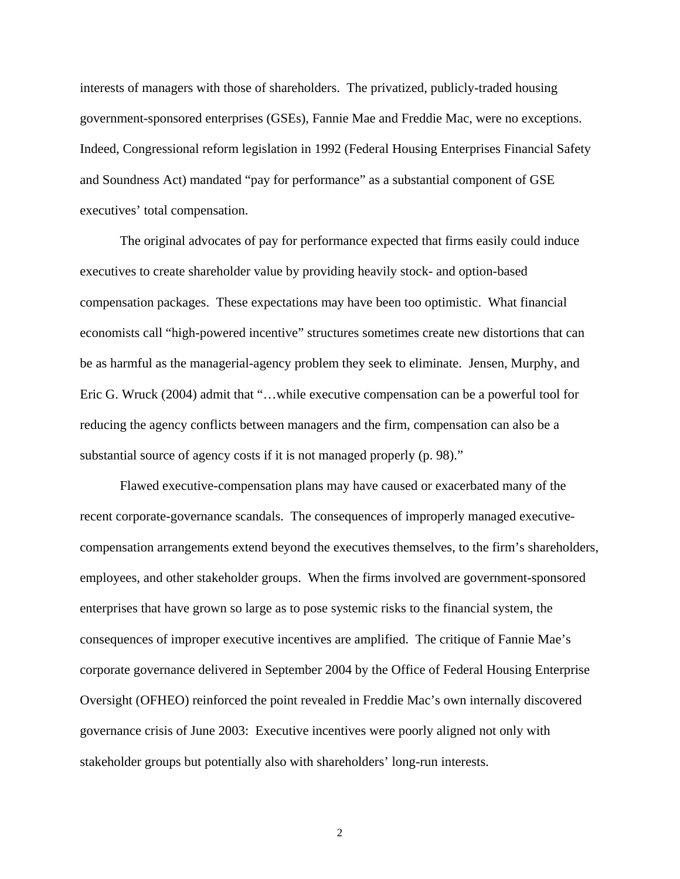interests of managers with those of shareholders. The privatized, publicly-traded housing government-sponsored enterprises (GSEs), Fannie Mae and Freddie Mac, were no exceptions. Indeed, Congressional reform legislation in 1992 (Federal Housing Enterprises Financial Safety and Soundness Act) mandated "pay for performance" as a substantial component of GSE executives' total compensation.

The original advocates of pay for performance expected that firms easily could induce executives to create shareholder value by providing heavily stock- and option-based compensation packages. These expectations may have been too optimistic. What financial economists call "high-powered incentive" structures sometimes create new distortions that can be as harmful as the managerial-agency problem they seek to eliminate. Jensen, Murphy, and Eric G. Wruck (2004) admit that "…while executive compensation can be a powerful tool for reducing the agency conflicts between managers and the firm, compensation can also be a substantial source of agency costs if it is not managed properly (p. 98)."

Flawed executive-compensation plans may have caused or exacerbated many of the recent corporate-governance scandals. The consequences of improperly managed executive-compensation arrangements extend beyond the executives themselves, to the firm's shareholders, employees, and other stakeholder groups. When the firms involved are government-sponsored enterprises that have grown so large as to pose systemic risks to the financial system, the consequences of improper executive incentives are amplified. The critique of Fannie Mae's corporate governance delivered in September 2004 by the Office of Federal Housing Enterprise Oversight (OFHEO) reinforced the point revealed in Freddie Mac's own internally discovered governance crisis of June 2003: Executive incentives were poorly aligned not only with stakeholder groups but potentially also with shareholders' long-run interests.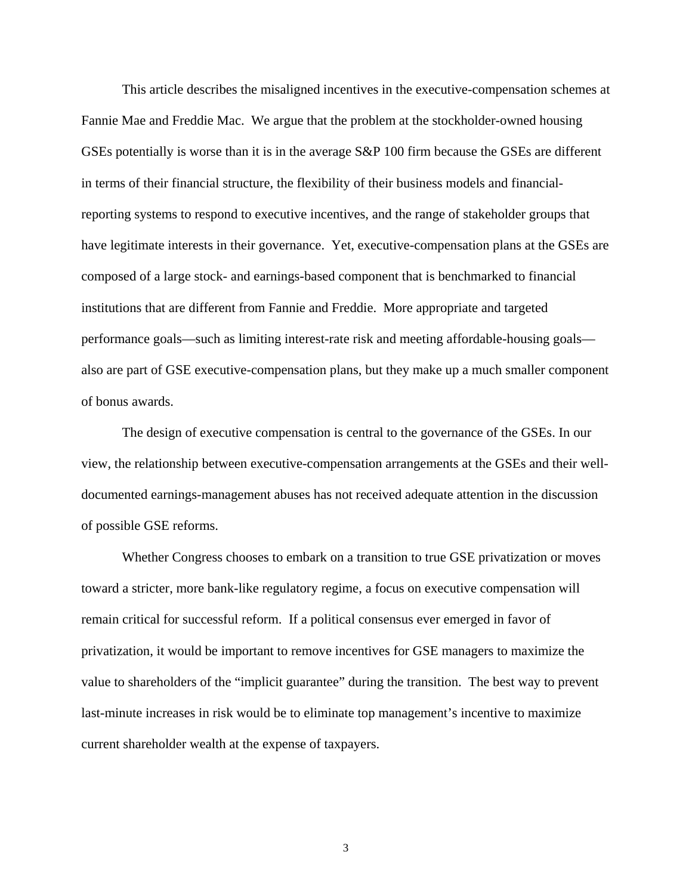This article describes the misaligned incentives in the executive-compensation schemes at Fannie Mae and Freddie Mac. We argue that the problem at the stockholder-owned housing GSEs potentially is worse than it is in the average S&P 100 firm because the GSEs are different in terms of their financial structure, the flexibility of their business models and financial-reporting systems to respond to executive incentives, and the range of stakeholder groups that have legitimate interests in their governance. Yet, executive-compensation plans at the GSEs are composed of a large stock- and earnings-based component that is benchmarked to financial institutions that are different from Fannie and Freddie. More appropriate and targeted performance goals—such as limiting interest-rate risk and meeting affordable-housing goals—also are part of GSE executive-compensation plans, but they make up a much smaller component of bonus awards.

The design of executive compensation is central to the governance of the GSEs. In our view, the relationship between executive-compensation arrangements at the GSEs and their well-documented earnings-management abuses has not received adequate attention in the discussion of possible GSE reforms.

Whether Congress chooses to embark on a transition to true GSE privatization or moves toward a stricter, more bank-like regulatory regime, a focus on executive compensation will remain critical for successful reform. If a political consensus ever emerged in favor of privatization, it would be important to remove incentives for GSE managers to maximize the value to shareholders of the "implicit guarantee" during the transition. The best way to prevent last-minute increases in risk would be to eliminate top management's incentive to maximize current shareholder wealth at the expense of taxpayers.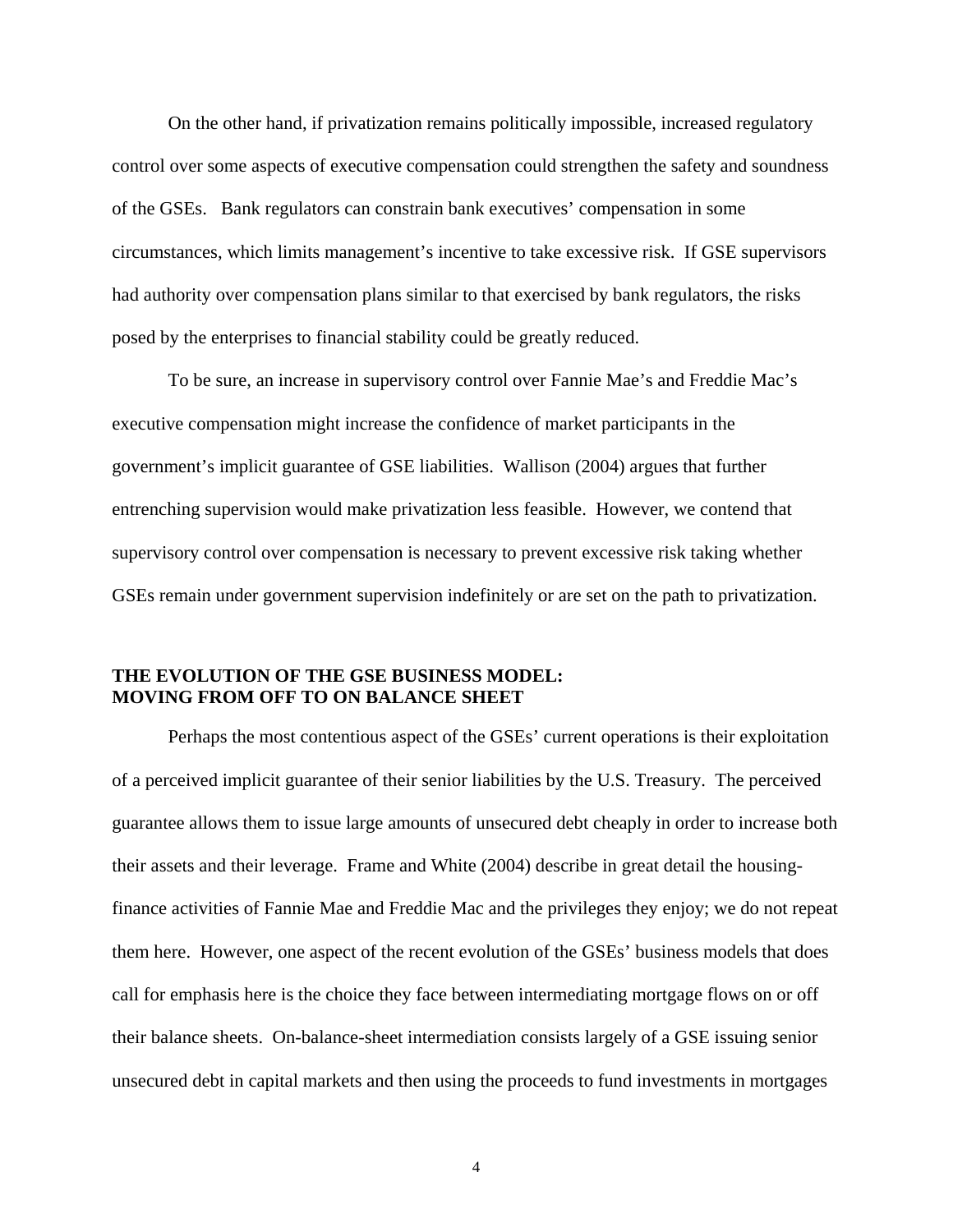On the other hand, if privatization remains politically impossible, increased regulatory control over some aspects of executive compensation could strengthen the safety and soundness of the GSEs. Bank regulators can constrain bank executives' compensation in some circumstances, which limits management's incentive to take excessive risk. If GSE supervisors had authority over compensation plans similar to that exercised by bank regulators, the risks posed by the enterprises to financial stability could be greatly reduced.

To be sure, an increase in supervisory control over Fannie Mae's and Freddie Mac's executive compensation might increase the confidence of market participants in the government's implicit guarantee of GSE liabilities. Wallison (2004) argues that further entrenching supervision would make privatization less feasible. However, we contend that supervisory control over compensation is necessary to prevent excessive risk taking whether GSEs remain under government supervision indefinitely or are set on the path to privatization.

## THE EVOLUTION OF THE GSE BUSINESS MODEL: MOVING FROM OFF TO ON BALANCE SHEET

Perhaps the most contentious aspect of the GSEs' current operations is their exploitation of a perceived implicit guarantee of their senior liabilities by the U.S. Treasury. The perceived guarantee allows them to issue large amounts of unsecured debt cheaply in order to increase both their assets and their leverage. Frame and White (2004) describe in great detail the housing-finance activities of Fannie Mae and Freddie Mac and the privileges they enjoy; we do not repeat them here. However, one aspect of the recent evolution of the GSEs' business models that does call for emphasis here is the choice they face between intermediating mortgage flows on or off their balance sheets. On-balance-sheet intermediation consists largely of a GSE issuing senior unsecured debt in capital markets and then using the proceeds to fund investments in mortgages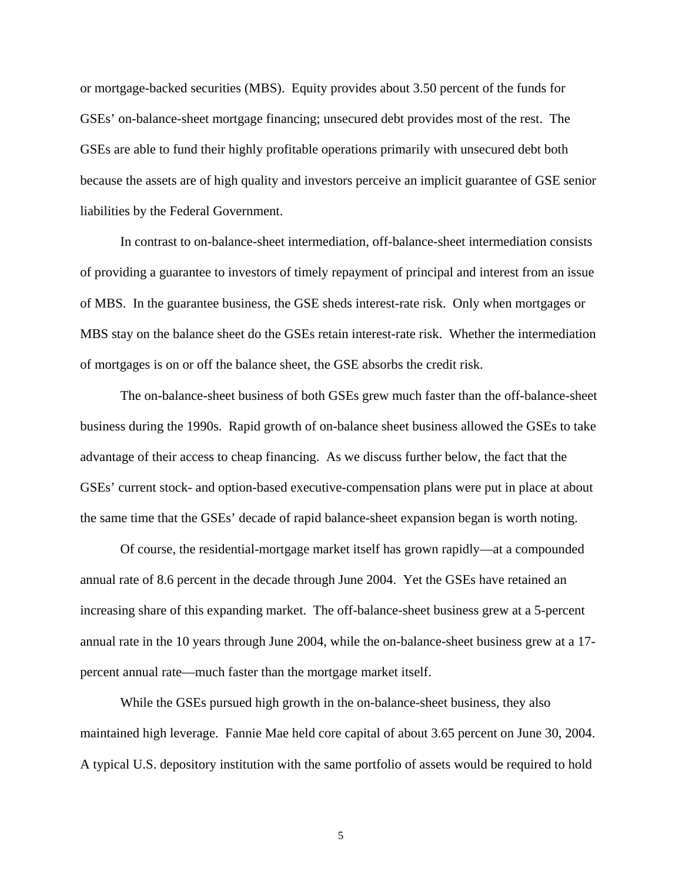or mortgage-backed securities (MBS). Equity provides about 3.50 percent of the funds for GSEs' on-balance-sheet mortgage financing; unsecured debt provides most of the rest. The GSEs are able to fund their highly profitable operations primarily with unsecured debt both because the assets are of high quality and investors perceive an implicit guarantee of GSE senior liabilities by the Federal Government.

In contrast to on-balance-sheet intermediation, off-balance-sheet intermediation consists of providing a guarantee to investors of timely repayment of principal and interest from an issue of MBS. In the guarantee business, the GSE sheds interest-rate risk. Only when mortgages or MBS stay on the balance sheet do the GSEs retain interest-rate risk. Whether the intermediation of mortgages is on or off the balance sheet, the GSE absorbs the credit risk.

The on-balance-sheet business of both GSEs grew much faster than the off-balance-sheet business during the 1990s. Rapid growth of on-balance sheet business allowed the GSEs to take advantage of their access to cheap financing. As we discuss further below, the fact that the GSEs' current stock- and option-based executive-compensation plans were put in place at about the same time that the GSEs' decade of rapid balance-sheet expansion began is worth noting.

Of course, the residential-mortgage market itself has grown rapidly—at a compounded annual rate of 8.6 percent in the decade through June 2004. Yet the GSEs have retained an increasing share of this expanding market. The off-balance-sheet business grew at a 5-percent annual rate in the 10 years through June 2004, while the on-balance-sheet business grew at a 17-percent annual rate—much faster than the mortgage market itself.

While the GSEs pursued high growth in the on-balance-sheet business, they also maintained high leverage. Fannie Mae held core capital of about 3.65 percent on June 30, 2004. A typical U.S. depository institution with the same portfolio of assets would be required to hold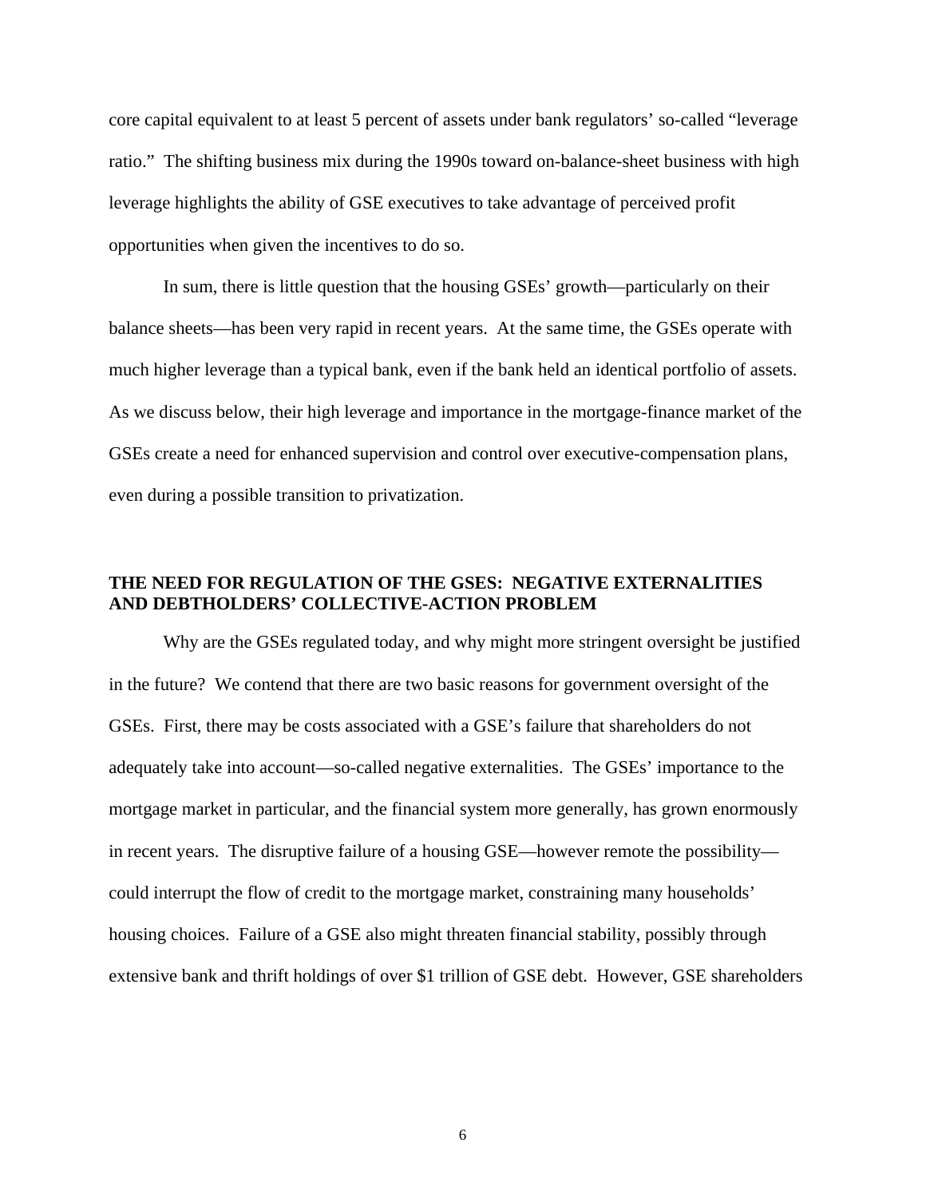core capital equivalent to at least 5 percent of assets under bank regulators' so-called "leverage ratio." The shifting business mix during the 1990s toward on-balance-sheet business with high leverage highlights the ability of GSE executives to take advantage of perceived profit opportunities when given the incentives to do so.

In sum, there is little question that the housing GSEs' growth—particularly on their balance sheets—has been very rapid in recent years. At the same time, the GSEs operate with much higher leverage than a typical bank, even if the bank held an identical portfolio of assets. As we discuss below, their high leverage and importance in the mortgage-finance market of the GSEs create a need for enhanced supervision and control over executive-compensation plans, even during a possible transition to privatization.

## THE NEED FOR REGULATION OF THE GSES: NEGATIVE EXTERNALITIES AND DEBTHOLDERS' COLLECTIVE-ACTION PROBLEM

Why are the GSEs regulated today, and why might more stringent oversight be justified in the future? We contend that there are two basic reasons for government oversight of the GSEs. First, there may be costs associated with a GSE's failure that shareholders do not adequately take into account—so-called negative externalities. The GSEs' importance to the mortgage market in particular, and the financial system more generally, has grown enormously in recent years. The disruptive failure of a housing GSE—however remote the possibility—could interrupt the flow of credit to the mortgage market, constraining many households' housing choices. Failure of a GSE also might threaten financial stability, possibly through extensive bank and thrift holdings of over $1 trillion of GSE debt. However, GSE shareholders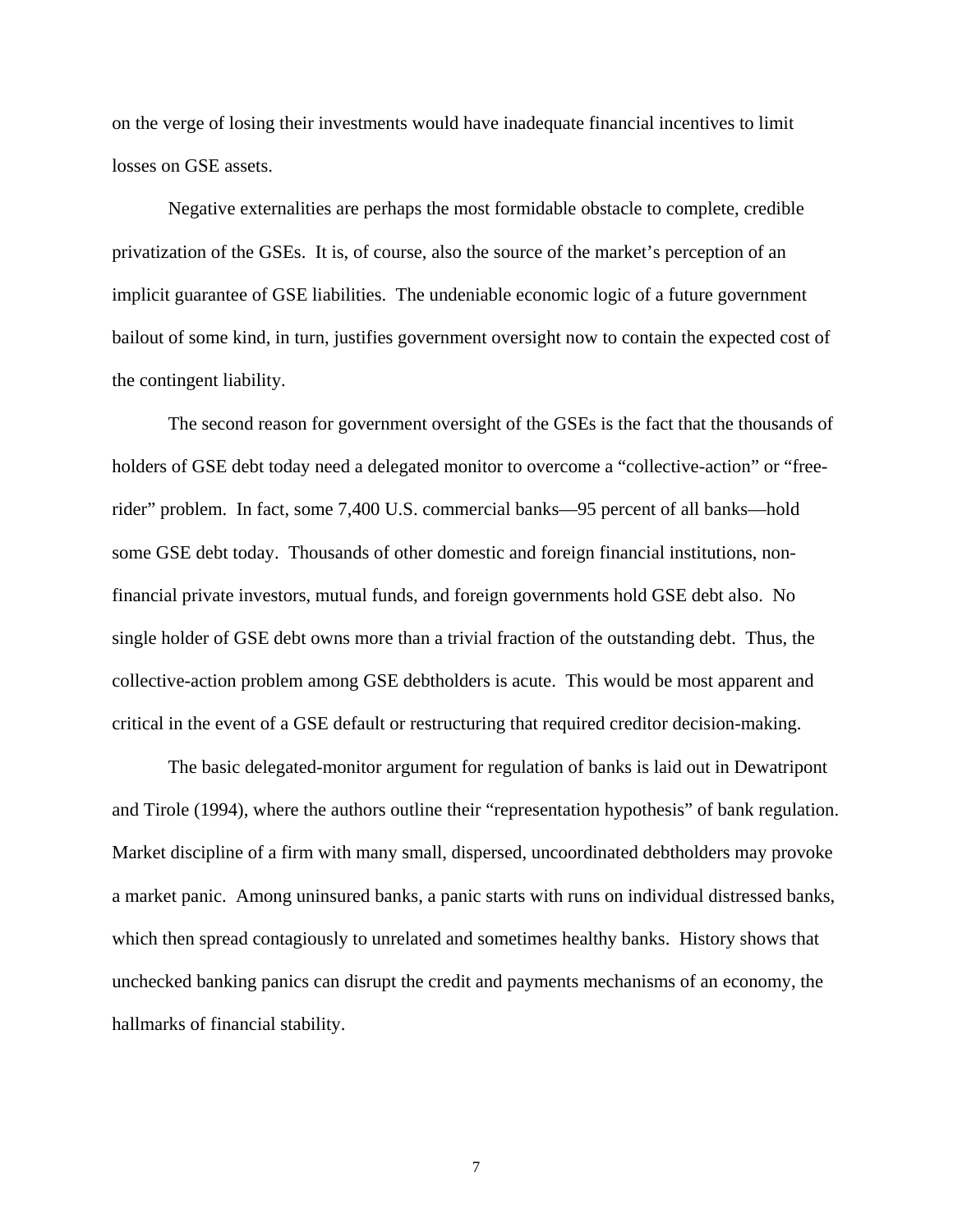on the verge of losing their investments would have inadequate financial incentives to limit losses on GSE assets.

Negative externalities are perhaps the most formidable obstacle to complete, credible privatization of the GSEs. It is, of course, also the source of the market's perception of an implicit guarantee of GSE liabilities. The undeniable economic logic of a future government bailout of some kind, in turn, justifies government oversight now to contain the expected cost of the contingent liability.

The second reason for government oversight of the GSEs is the fact that the thousands of holders of GSE debt today need a delegated monitor to overcome a "collective-action" or "free-rider" problem. In fact, some 7,400 U.S. commercial banks—95 percent of all banks—hold some GSE debt today. Thousands of other domestic and foreign financial institutions, non-financial private investors, mutual funds, and foreign governments hold GSE debt also. No single holder of GSE debt owns more than a trivial fraction of the outstanding debt. Thus, the collective-action problem among GSE debtholders is acute. This would be most apparent and critical in the event of a GSE default or restructuring that required creditor decision-making.

The basic delegated-monitor argument for regulation of banks is laid out in Dewatripont and Tirole (1994), where the authors outline their "representation hypothesis" of bank regulation. Market discipline of a firm with many small, dispersed, uncoordinated debtholders may provoke a market panic. Among uninsured banks, a panic starts with runs on individual distressed banks, which then spread contagiously to unrelated and sometimes healthy banks. History shows that unchecked banking panics can disrupt the credit and payments mechanisms of an economy, the hallmarks of financial stability.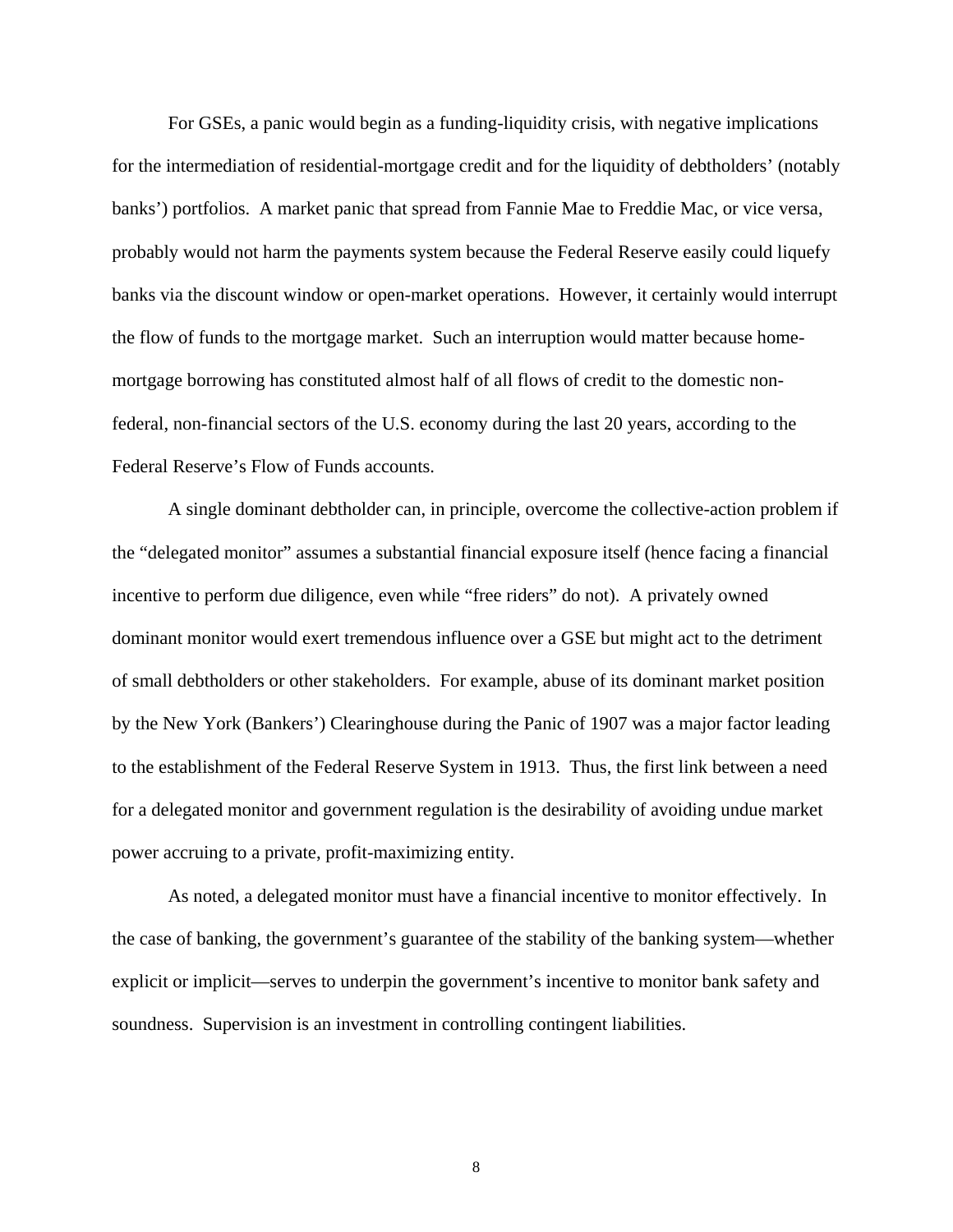For GSEs, a panic would begin as a funding-liquidity crisis, with negative implications for the intermediation of residential-mortgage credit and for the liquidity of debtholders' (notably banks') portfolios. A market panic that spread from Fannie Mae to Freddie Mac, or vice versa, probably would not harm the payments system because the Federal Reserve easily could liquefy banks via the discount window or open-market operations. However, it certainly would interrupt the flow of funds to the mortgage market. Such an interruption would matter because home-mortgage borrowing has constituted almost half of all flows of credit to the domestic non-federal, non-financial sectors of the U.S. economy during the last 20 years, according to the Federal Reserve's Flow of Funds accounts.

A single dominant debtholder can, in principle, overcome the collective-action problem if the "delegated monitor" assumes a substantial financial exposure itself (hence facing a financial incentive to perform due diligence, even while "free riders" do not). A privately owned dominant monitor would exert tremendous influence over a GSE but might act to the detriment of small debtholders or other stakeholders. For example, abuse of its dominant market position by the New York (Bankers') Clearinghouse during the Panic of 1907 was a major factor leading to the establishment of the Federal Reserve System in 1913. Thus, the first link between a need for a delegated monitor and government regulation is the desirability of avoiding undue market power accruing to a private, profit-maximizing entity.

As noted, a delegated monitor must have a financial incentive to monitor effectively. In the case of banking, the government's guarantee of the stability of the banking system—whether explicit or implicit—serves to underpin the government's incentive to monitor bank safety and soundness. Supervision is an investment in controlling contingent liabilities.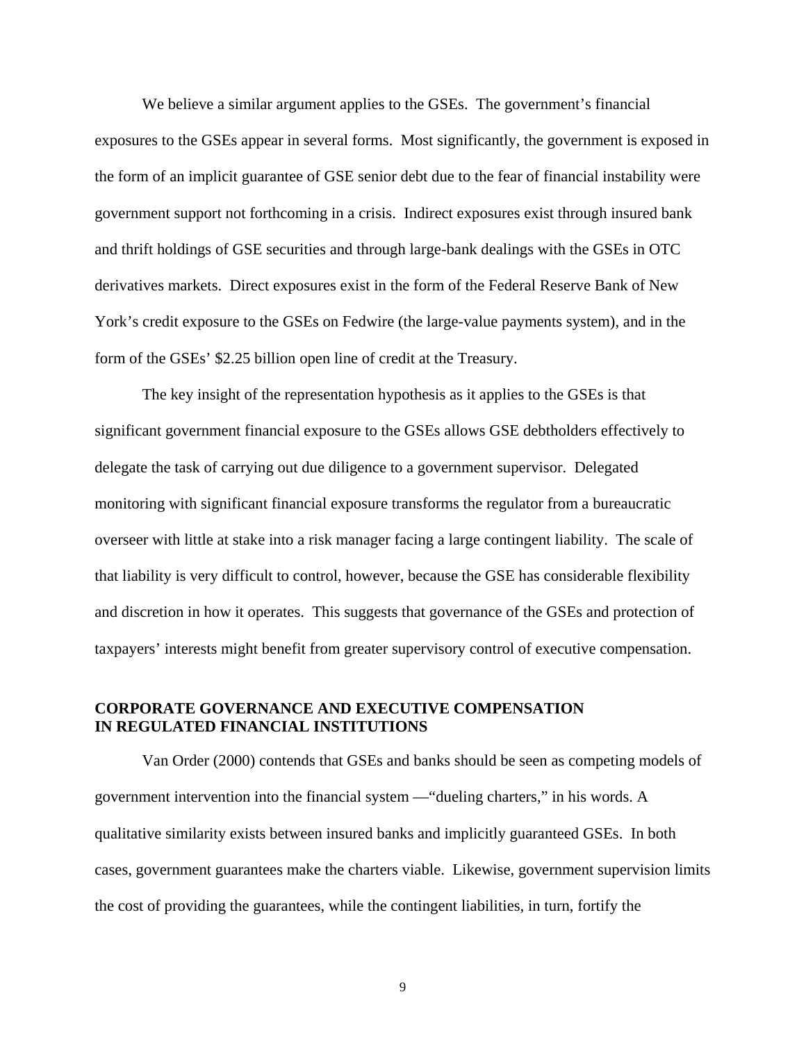We believe a similar argument applies to the GSEs. The government's financial exposures to the GSEs appear in several forms. Most significantly, the government is exposed in the form of an implicit guarantee of GSE senior debt due to the fear of financial instability were government support not forthcoming in a crisis. Indirect exposures exist through insured bank and thrift holdings of GSE securities and through large-bank dealings with the GSEs in OTC derivatives markets. Direct exposures exist in the form of the Federal Reserve Bank of New York's credit exposure to the GSEs on Fedwire (the large-value payments system), and in the form of the GSEs' $2.25 billion open line of credit at the Treasury.

The key insight of the representation hypothesis as it applies to the GSEs is that significant government financial exposure to the GSEs allows GSE debtholders effectively to delegate the task of carrying out due diligence to a government supervisor. Delegated monitoring with significant financial exposure transforms the regulator from a bureaucratic overseer with little at stake into a risk manager facing a large contingent liability. The scale of that liability is very difficult to control, however, because the GSE has considerable flexibility and discretion in how it operates. This suggests that governance of the GSEs and protection of taxpayers' interests might benefit from greater supervisory control of executive compensation.

## CORPORATE GOVERNANCE AND EXECUTIVE COMPENSATION IN REGULATED FINANCIAL INSTITUTIONS

Van Order (2000) contends that GSEs and banks should be seen as competing models of government intervention into the financial system —"dueling charters," in his words. A qualitative similarity exists between insured banks and implicitly guaranteed GSEs. In both cases, government guarantees make the charters viable. Likewise, government supervision limits the cost of providing the guarantees, while the contingent liabilities, in turn, fortify the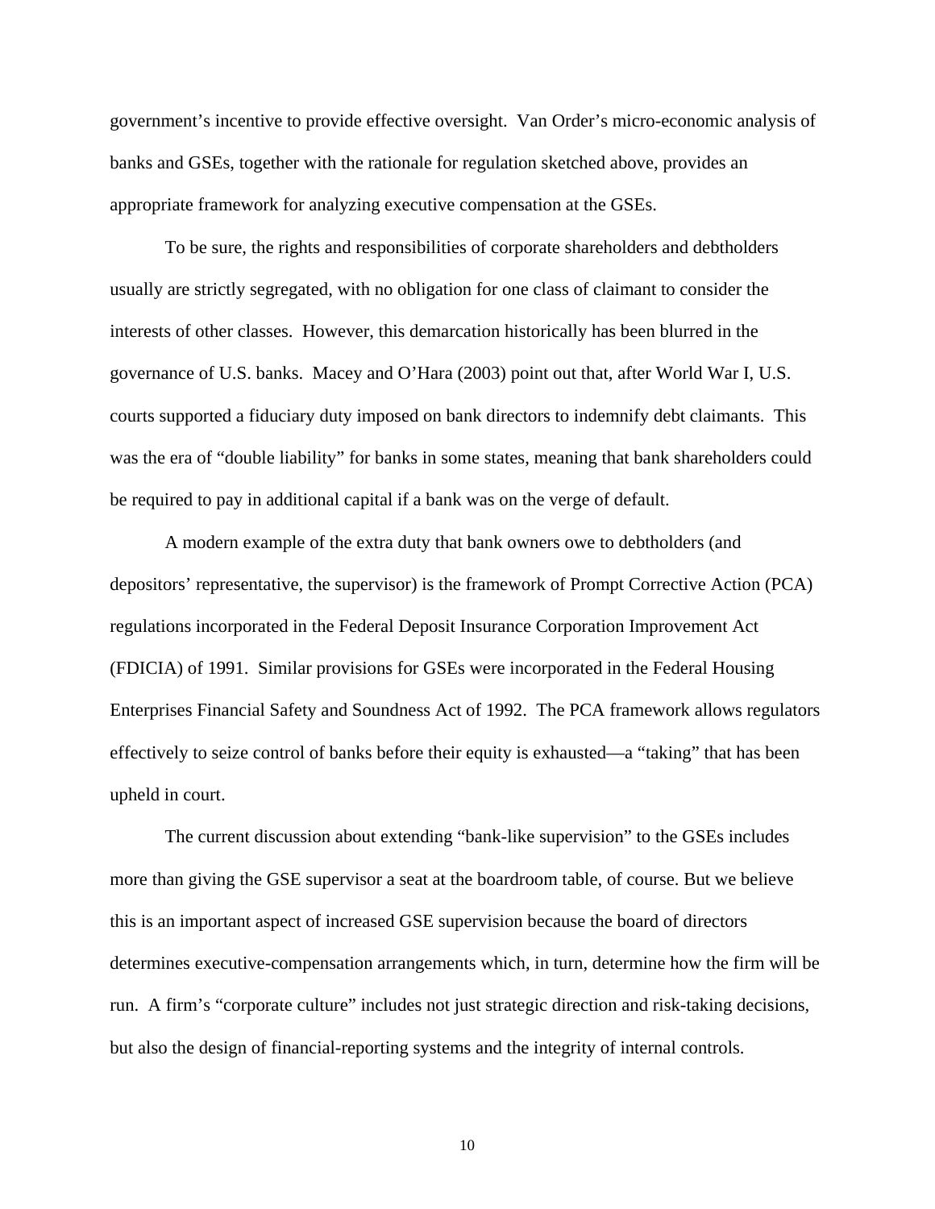government's incentive to provide effective oversight. Van Order's micro-economic analysis of banks and GSEs, together with the rationale for regulation sketched above, provides an appropriate framework for analyzing executive compensation at the GSEs.

To be sure, the rights and responsibilities of corporate shareholders and debtholders usually are strictly segregated, with no obligation for one class of claimant to consider the interests of other classes. However, this demarcation historically has been blurred in the governance of U.S. banks. Macey and O'Hara (2003) point out that, after World War I, U.S. courts supported a fiduciary duty imposed on bank directors to indemnify debt claimants. This was the era of "double liability" for banks in some states, meaning that bank shareholders could be required to pay in additional capital if a bank was on the verge of default.

A modern example of the extra duty that bank owners owe to debtholders (and depositors' representative, the supervisor) is the framework of Prompt Corrective Action (PCA) regulations incorporated in the Federal Deposit Insurance Corporation Improvement Act (FDICIA) of 1991. Similar provisions for GSEs were incorporated in the Federal Housing Enterprises Financial Safety and Soundness Act of 1992. The PCA framework allows regulators effectively to seize control of banks before their equity is exhausted—a "taking" that has been upheld in court.

The current discussion about extending "bank-like supervision" to the GSEs includes more than giving the GSE supervisor a seat at the boardroom table, of course. But we believe this is an important aspect of increased GSE supervision because the board of directors determines executive-compensation arrangements which, in turn, determine how the firm will be run. A firm's "corporate culture" includes not just strategic direction and risk-taking decisions, but also the design of financial-reporting systems and the integrity of internal controls.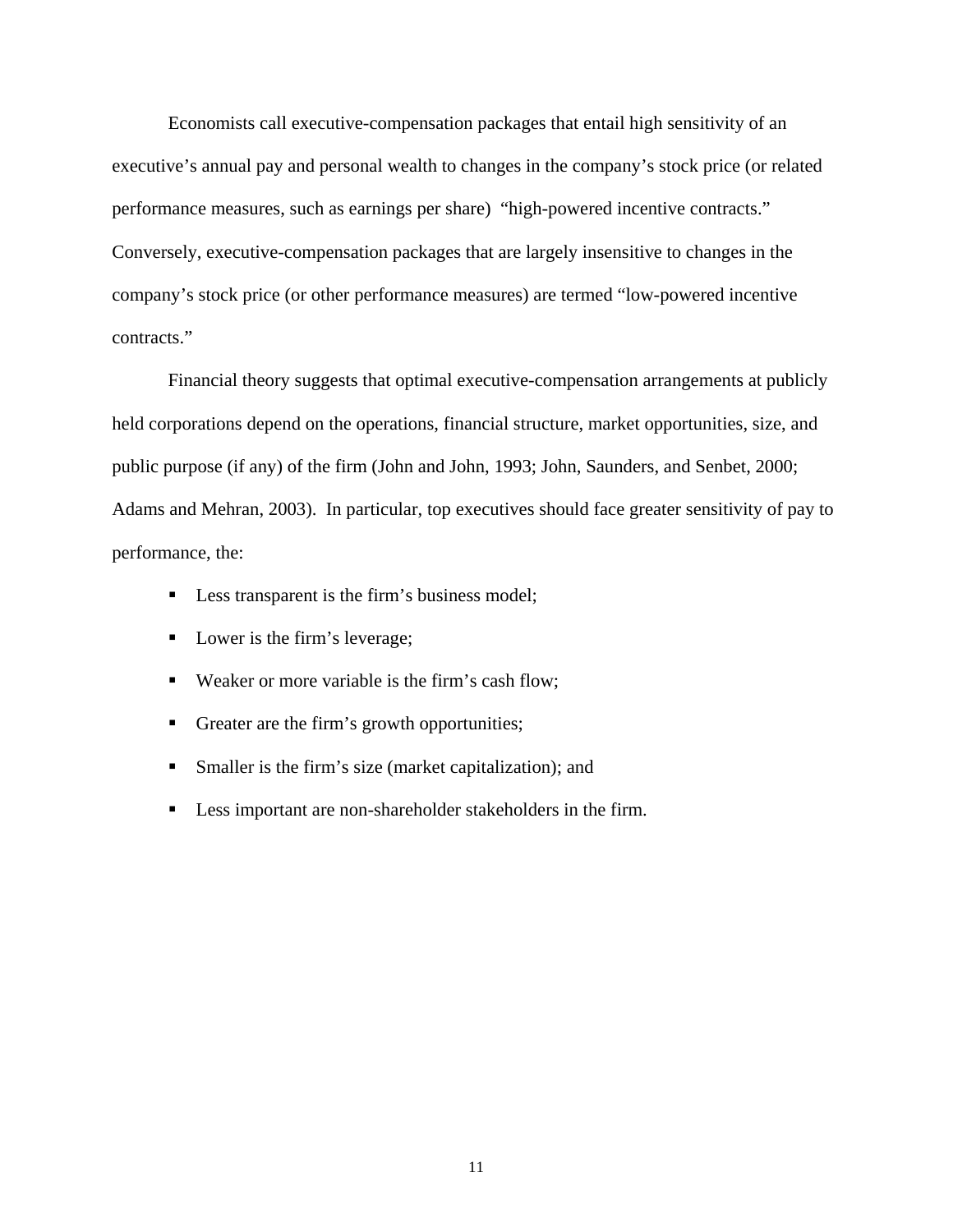Economists call executive-compensation packages that entail high sensitivity of an executive's annual pay and personal wealth to changes in the company's stock price (or related performance measures, such as earnings per share) "high-powered incentive contracts." Conversely, executive-compensation packages that are largely insensitive to changes in the company's stock price (or other performance measures) are termed "low-powered incentive contracts."

Financial theory suggests that optimal executive-compensation arrangements at publicly held corporations depend on the operations, financial structure, market opportunities, size, and public purpose (if any) of the firm (John and John, 1993; John, Saunders, and Senbet, 2000; Adams and Mehran, 2003). In particular, top executives should face greater sensitivity of pay to performance, the:

- Less transparent is the firm's business model;
- Lower is the firm's leverage;
- Weaker or more variable is the firm's cash flow;
- Greater are the firm's growth opportunities;
- Smaller is the firm's size (market capitalization); and
- Less important are non-shareholder stakeholders in the firm.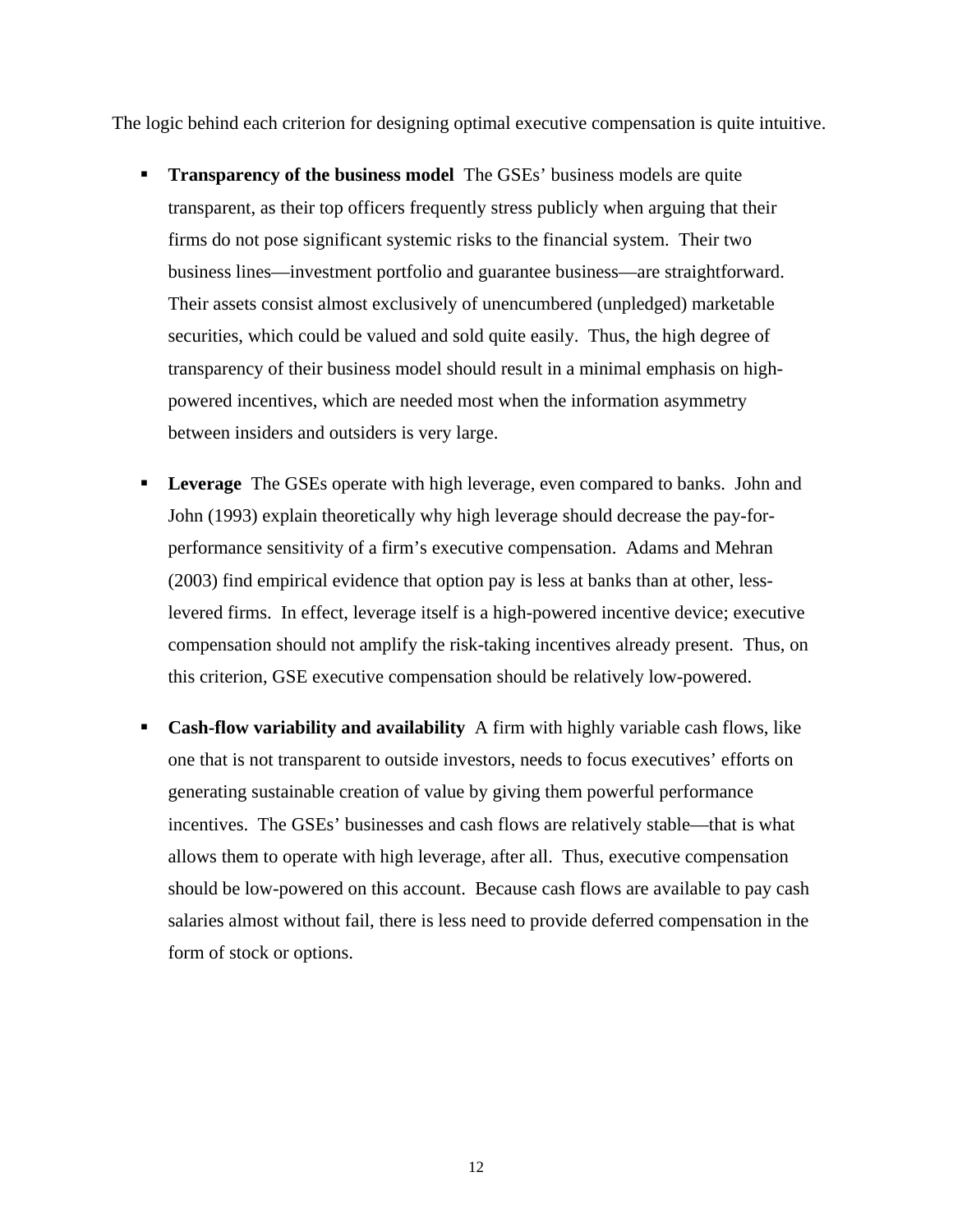The logic behind each criterion for designing optimal executive compensation is quite intuitive.

- **Transparency of the business model** The GSEs' business models are quite transparent, as their top officers frequently stress publicly when arguing that their firms do not pose significant systemic risks to the financial system. Their two business lines—investment portfolio and guarantee business—are straightforward. Their assets consist almost exclusively of unencumbered (unpledged) marketable securities, which could be valued and sold quite easily. Thus, the high degree of transparency of their business model should result in a minimal emphasis on high-powered incentives, which are needed most when the information asymmetry between insiders and outsiders is very large.

- **Leverage** The GSEs operate with high leverage, even compared to banks. John and John (1993) explain theoretically why high leverage should decrease the pay-for-performance sensitivity of a firm's executive compensation. Adams and Mehran (2003) find empirical evidence that option pay is less at banks than at other, less-levered firms. In effect, leverage itself is a high-powered incentive device; executive compensation should not amplify the risk-taking incentives already present. Thus, on this criterion, GSE executive compensation should be relatively low-powered.

- **Cash-flow variability and availability** A firm with highly variable cash flows, like one that is not transparent to outside investors, needs to focus executives' efforts on generating sustainable creation of value by giving them powerful performance incentives. The GSEs' businesses and cash flows are relatively stable—that is what allows them to operate with high leverage, after all. Thus, executive compensation should be low-powered on this account. Because cash flows are available to pay cash salaries almost without fail, there is less need to provide deferred compensation in the form of stock or options.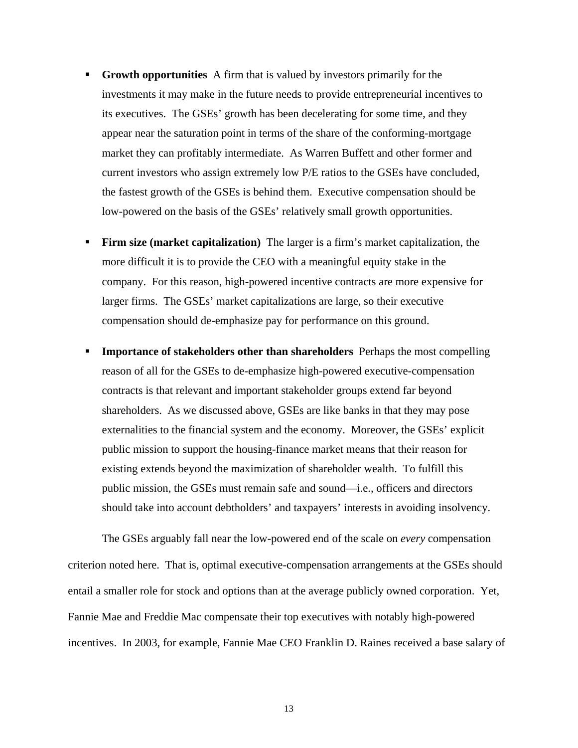- **Growth opportunities** A firm that is valued by investors primarily for the investments it may make in the future needs to provide entrepreneurial incentives to its executives. The GSEs' growth has been decelerating for some time, and they appear near the saturation point in terms of the share of the conforming-mortgage market they can profitably intermediate. As Warren Buffett and other former and current investors who assign extremely low P/E ratios to the GSEs have concluded, the fastest growth of the GSEs is behind them. Executive compensation should be low-powered on the basis of the GSEs' relatively small growth opportunities.

- **Firm size (market capitalization)** The larger is a firm's market capitalization, the more difficult it is to provide the CEO with a meaningful equity stake in the company. For this reason, high-powered incentive contracts are more expensive for larger firms. The GSEs' market capitalizations are large, so their executive compensation should de-emphasize pay for performance on this ground.

- **Importance of stakeholders other than shareholders** Perhaps the most compelling reason of all for the GSEs to de-emphasize high-powered executive-compensation contracts is that relevant and important stakeholder groups extend far beyond shareholders. As we discussed above, GSEs are like banks in that they may pose externalities to the financial system and the economy. Moreover, the GSEs' explicit public mission to support the housing-finance market means that their reason for existing extends beyond the maximization of shareholder wealth. To fulfill this public mission, the GSEs must remain safe and sound—i.e., officers and directors should take into account debtholders' and taxpayers' interests in avoiding insolvency.

The GSEs arguably fall near the low-powered end of the scale on *every* compensation criterion noted here. That is, optimal executive-compensation arrangements at the GSEs should entail a smaller role for stock and options than at the average publicly owned corporation. Yet, Fannie Mae and Freddie Mac compensate their top executives with notably high-powered incentives. In 2003, for example, Fannie Mae CEO Franklin D. Raines received a base salary of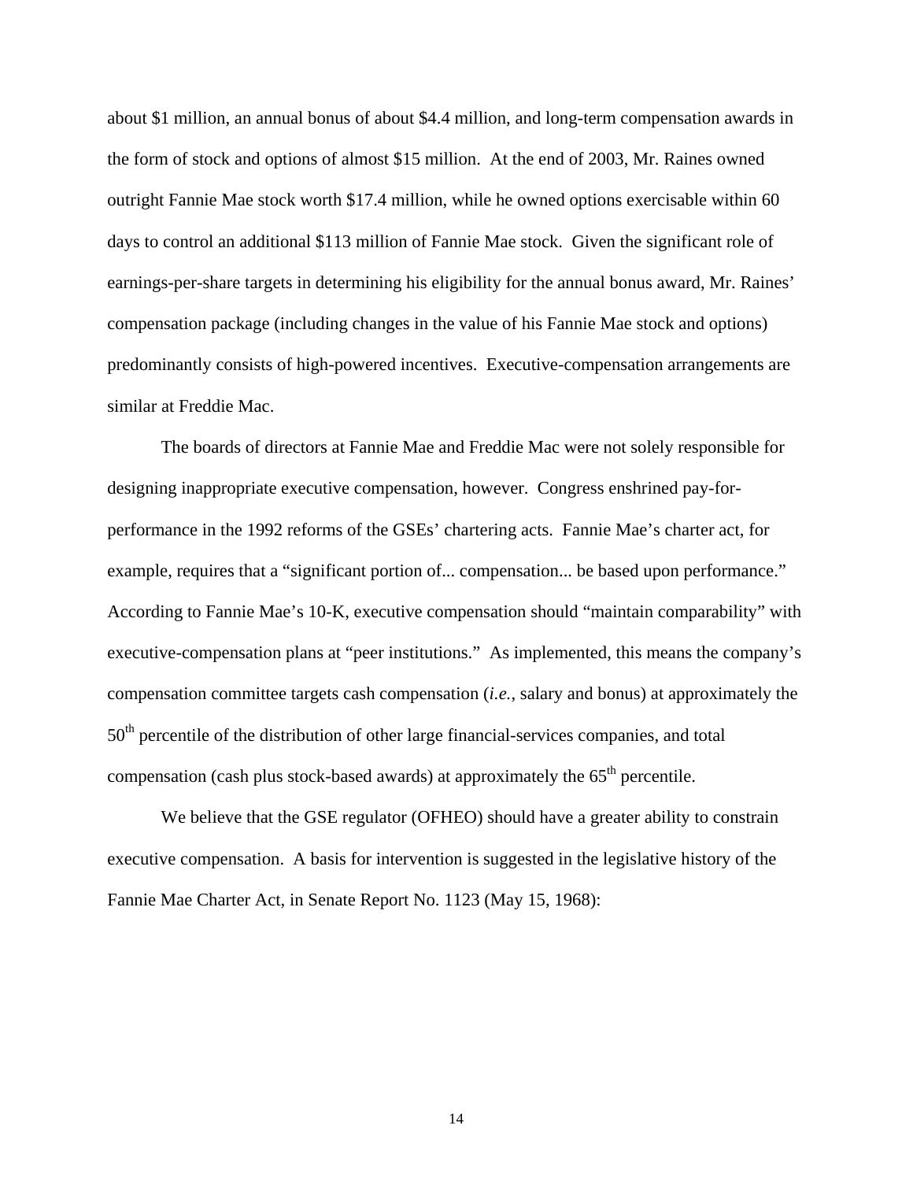about $1 million, an annual bonus of about $4.4 million, and long-term compensation awards in the form of stock and options of almost $15 million. At the end of 2003, Mr. Raines owned outright Fannie Mae stock worth $17.4 million, while he owned options exercisable within 60 days to control an additional $113 million of Fannie Mae stock. Given the significant role of earnings-per-share targets in determining his eligibility for the annual bonus award, Mr. Raines' compensation package (including changes in the value of his Fannie Mae stock and options) predominantly consists of high-powered incentives. Executive-compensation arrangements are similar at Freddie Mac.

The boards of directors at Fannie Mae and Freddie Mac were not solely responsible for designing inappropriate executive compensation, however. Congress enshrined pay-for-performance in the 1992 reforms of the GSEs' chartering acts. Fannie Mae's charter act, for example, requires that a "significant portion of... compensation... be based upon performance." According to Fannie Mae's 10-K, executive compensation should "maintain comparability" with executive-compensation plans at "peer institutions." As implemented, this means the company's compensation committee targets cash compensation (*i.e.*, salary and bonus) at approximately the 50th percentile of the distribution of other large financial-services companies, and total compensation (cash plus stock-based awards) at approximately the 65th percentile.

We believe that the GSE regulator (OFHEO) should have a greater ability to constrain executive compensation. A basis for intervention is suggested in the legislative history of the Fannie Mae Charter Act, in Senate Report No. 1123 (May 15, 1968):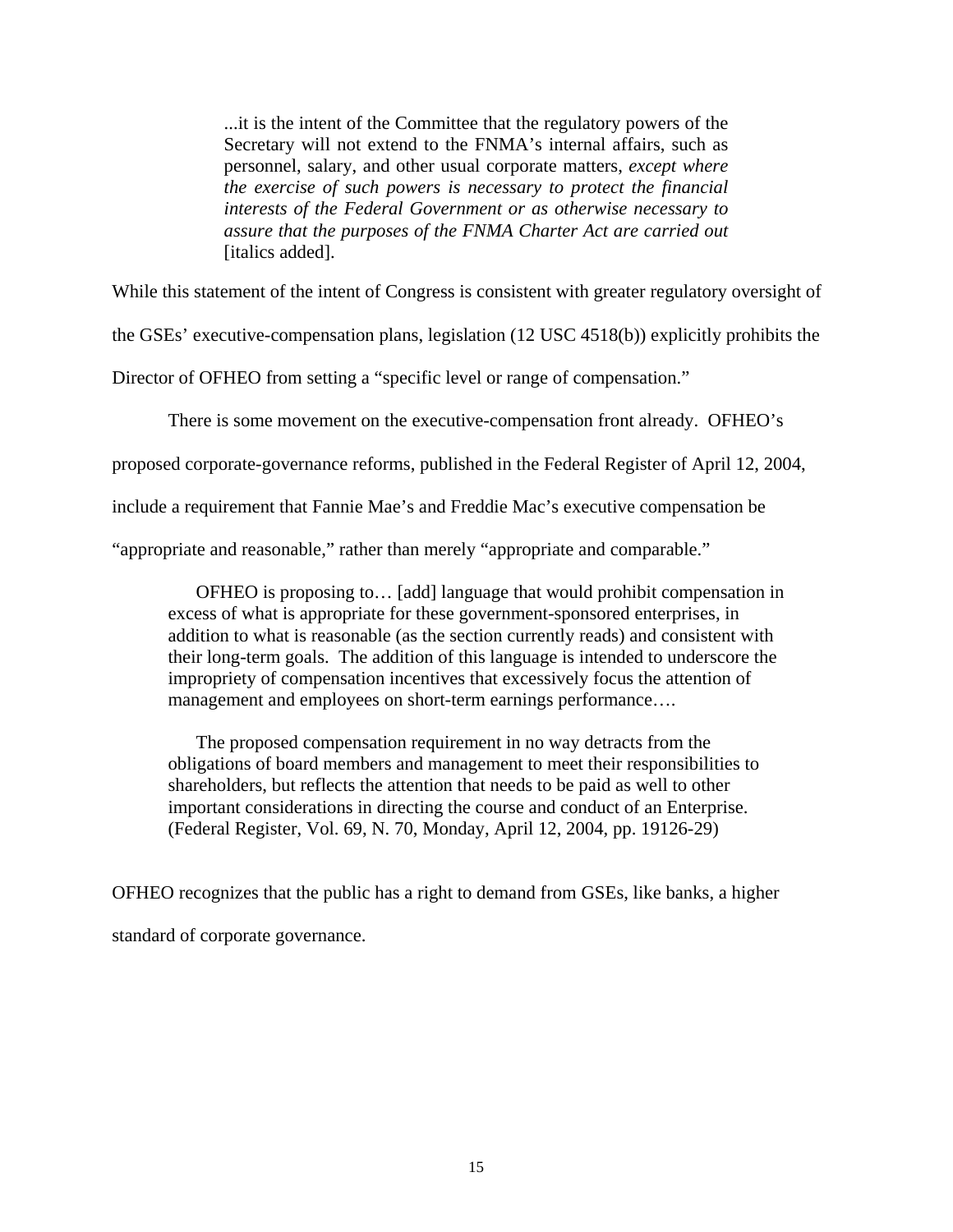> ...it is the intent of the Committee that the regulatory powers of the Secretary will not extend to the FNMA's internal affairs, such as personnel, salary, and other usual corporate matters, *except where the exercise of such powers is necessary to protect the financial interests of the Federal Government or as otherwise necessary to assure that the purposes of the FNMA Charter Act are carried out* [italics added].

While this statement of the intent of Congress is consistent with greater regulatory oversight of the GSEs' executive-compensation plans, legislation (12 USC 4518(b)) explicitly prohibits the Director of OFHEO from setting a "specific level or range of compensation."

There is some movement on the executive-compensation front already. OFHEO's proposed corporate-governance reforms, published in the Federal Register of April 12, 2004, include a requirement that Fannie Mae's and Freddie Mac's executive compensation be "appropriate and reasonable," rather than merely "appropriate and comparable."

> OFHEO is proposing to… [add] language that would prohibit compensation in excess of what is appropriate for these government-sponsored enterprises, in addition to what is reasonable (as the section currently reads) and consistent with their long-term goals. The addition of this language is intended to underscore the impropriety of compensation incentives that excessively focus the attention of management and employees on short-term earnings performance….
>
> The proposed compensation requirement in no way detracts from the obligations of board members and management to meet their responsibilities to shareholders, but reflects the attention that needs to be paid as well to other important considerations in directing the course and conduct of an Enterprise. (Federal Register, Vol. 69, N. 70, Monday, April 12, 2004, pp. 19126-29)

OFHEO recognizes that the public has a right to demand from GSEs, like banks, a higher standard of corporate governance.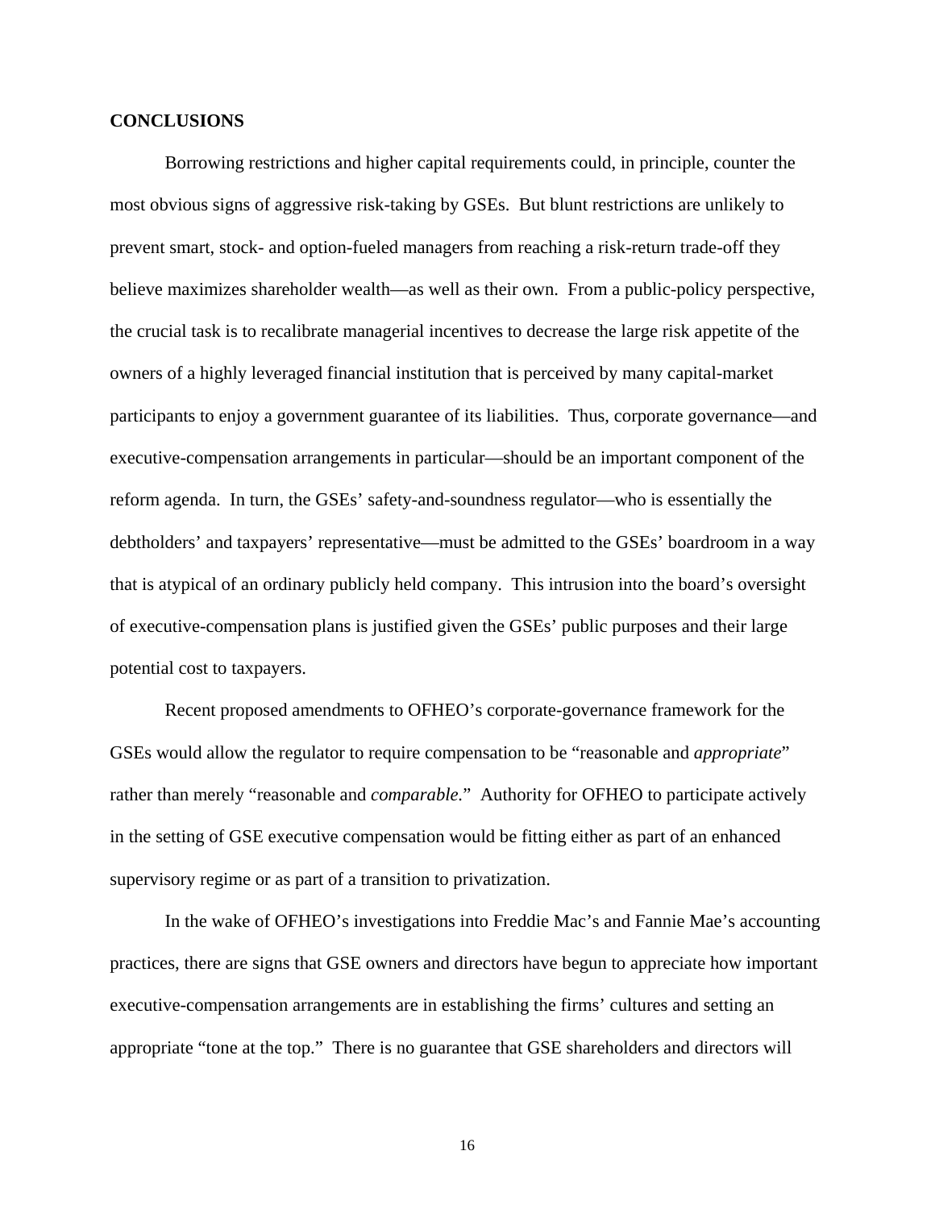## CONCLUSIONS

Borrowing restrictions and higher capital requirements could, in principle, counter the most obvious signs of aggressive risk-taking by GSEs. But blunt restrictions are unlikely to prevent smart, stock- and option-fueled managers from reaching a risk-return trade-off they believe maximizes shareholder wealth—as well as their own. From a public-policy perspective, the crucial task is to recalibrate managerial incentives to decrease the large risk appetite of the owners of a highly leveraged financial institution that is perceived by many capital-market participants to enjoy a government guarantee of its liabilities. Thus, corporate governance—and executive-compensation arrangements in particular—should be an important component of the reform agenda. In turn, the GSEs' safety-and-soundness regulator—who is essentially the debtholders' and taxpayers' representative—must be admitted to the GSEs' boardroom in a way that is atypical of an ordinary publicly held company. This intrusion into the board's oversight of executive-compensation plans is justified given the GSEs' public purposes and their large potential cost to taxpayers.

Recent proposed amendments to OFHEO's corporate-governance framework for the GSEs would allow the regulator to require compensation to be "reasonable and *appropriate*" rather than merely "reasonable and *comparable.*" Authority for OFHEO to participate actively in the setting of GSE executive compensation would be fitting either as part of an enhanced supervisory regime or as part of a transition to privatization.

In the wake of OFHEO's investigations into Freddie Mac's and Fannie Mae's accounting practices, there are signs that GSE owners and directors have begun to appreciate how important executive-compensation arrangements are in establishing the firms' cultures and setting an appropriate "tone at the top." There is no guarantee that GSE shareholders and directors will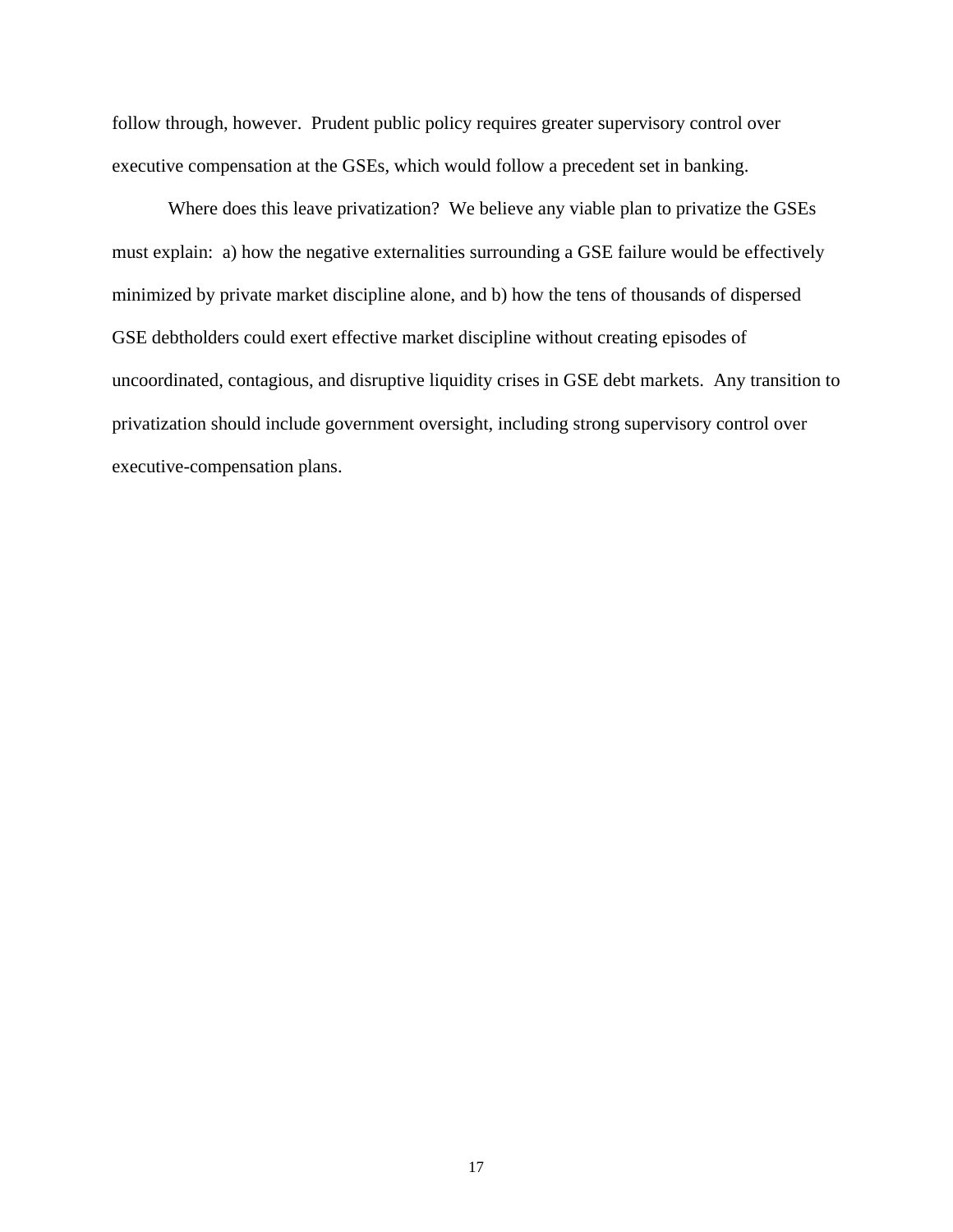follow through, however. Prudent public policy requires greater supervisory control over executive compensation at the GSEs, which would follow a precedent set in banking.

Where does this leave privatization? We believe any viable plan to privatize the GSEs must explain: a) how the negative externalities surrounding a GSE failure would be effectively minimized by private market discipline alone, and b) how the tens of thousands of dispersed GSE debtholders could exert effective market discipline without creating episodes of uncoordinated, contagious, and disruptive liquidity crises in GSE debt markets. Any transition to privatization should include government oversight, including strong supervisory control over executive-compensation plans.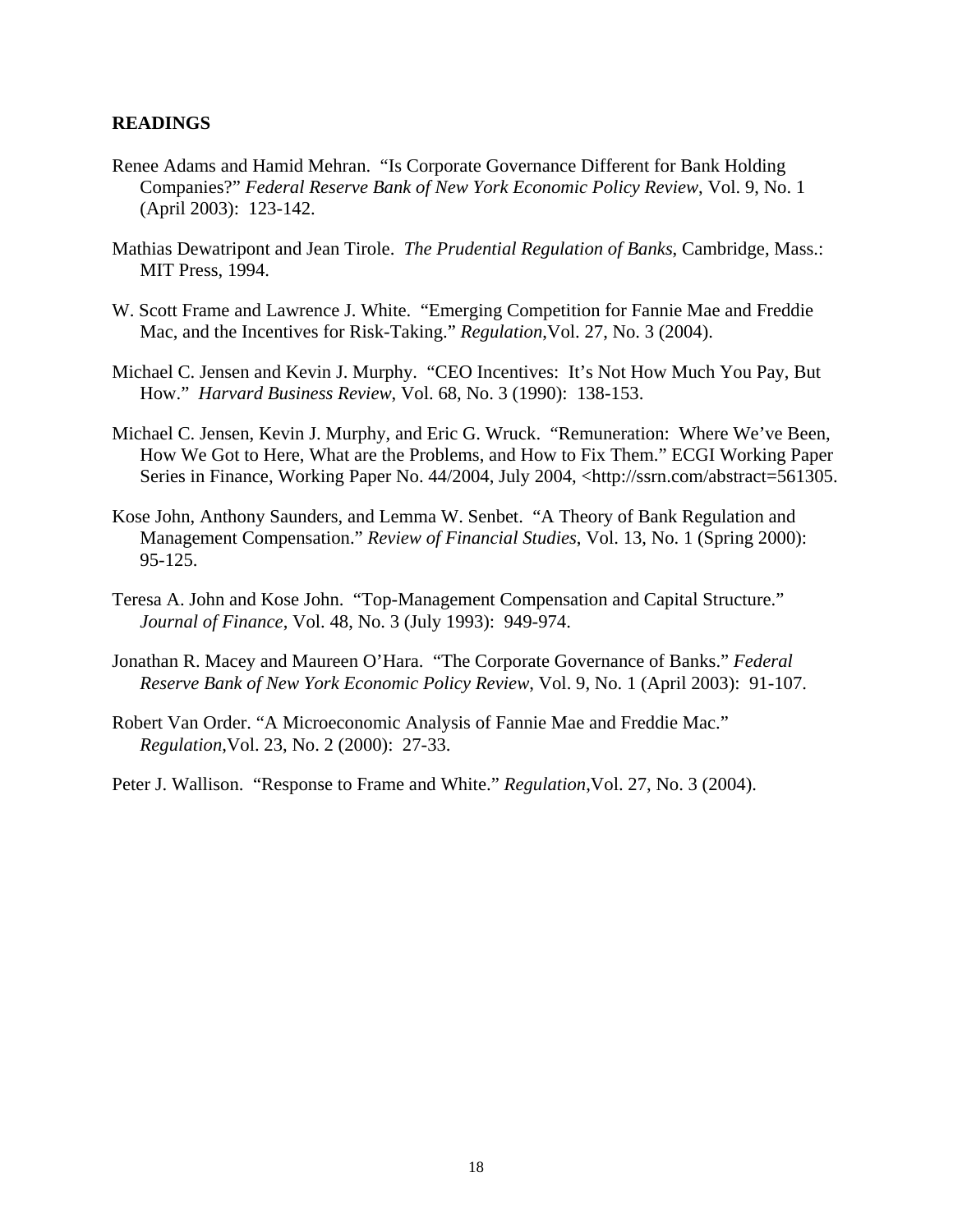**READINGS**

Renee Adams and Hamid Mehran. "Is Corporate Governance Different for Bank Holding Companies?" *Federal Reserve Bank of New York Economic Policy Review*, Vol. 9, No. 1 (April 2003): 123-142.

Mathias Dewatripont and Jean Tirole. *The Prudential Regulation of Banks*, Cambridge, Mass.: MIT Press, 1994.

W. Scott Frame and Lawrence J. White. "Emerging Competition for Fannie Mae and Freddie Mac, and the Incentives for Risk-Taking." *Regulation*,Vol. 27, No. 3 (2004).

Michael C. Jensen and Kevin J. Murphy. "CEO Incentives: It's Not How Much You Pay, But How." *Harvard Business Review*, Vol. 68, No. 3 (1990): 138-153.

Michael C. Jensen, Kevin J. Murphy, and Eric G. Wruck. "Remuneration: Where We've Been, How We Got to Here, What are the Problems, and How to Fix Them." ECGI Working Paper Series in Finance, Working Paper No. 44/2004, July 2004, <http://ssrn.com/abstract=561305.

Kose John, Anthony Saunders, and Lemma W. Senbet. "A Theory of Bank Regulation and Management Compensation." *Review of Financial Studies*, Vol. 13, No. 1 (Spring 2000): 95-125.

Teresa A. John and Kose John. "Top-Management Compensation and Capital Structure." *Journal of Finance*, Vol. 48, No. 3 (July 1993): 949-974.

Jonathan R. Macey and Maureen O'Hara. "The Corporate Governance of Banks." *Federal Reserve Bank of New York Economic Policy Review*, Vol. 9, No. 1 (April 2003): 91-107.

Robert Van Order. "A Microeconomic Analysis of Fannie Mae and Freddie Mac." *Regulation*,Vol. 23, No. 2 (2000): 27-33.

Peter J. Wallison. "Response to Frame and White." *Regulation*,Vol. 27, No. 3 (2004).